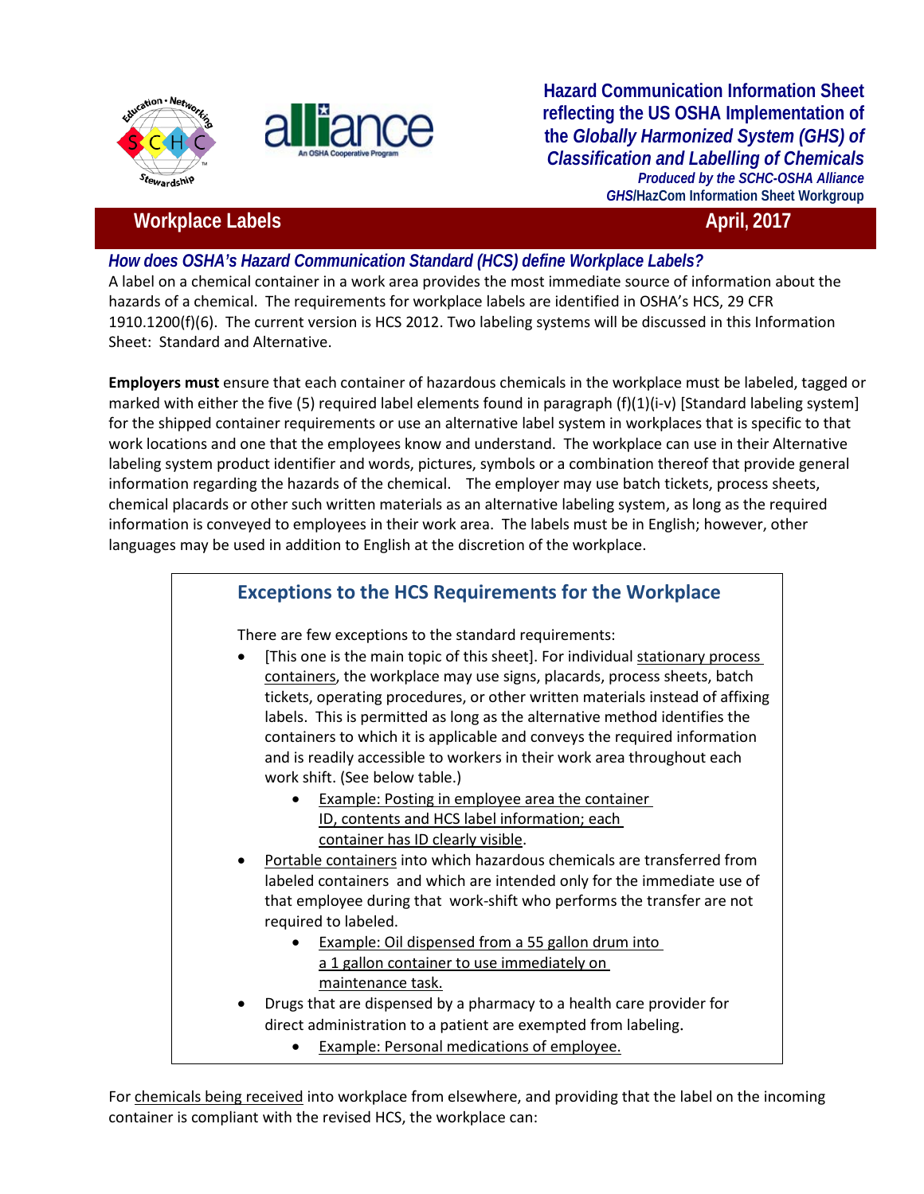**Hazard Communication Information Sheet reflecting the US OSHA Implementation of the *Globally Harmonized System (GHS) of Classification and Labelling of Chemicals***

***Produced by the SCHC-OSHA Alliance***

***GHS*/HazCom Information Sheet Workgroup**

## Workplace Labels — April, 2017

### *How does OSHA's Hazard Communication Standard (HCS) define Workplace Labels?*

A label on a chemical container in a work area provides the most immediate source of information about the hazards of a chemical. The requirements for workplace labels are identified in OSHA's HCS, 29 CFR 1910.1200(f)(6). The current version is HCS 2012. Two labeling systems will be discussed in this Information Sheet: Standard and Alternative.

**Employers must** ensure that each container of hazardous chemicals in the workplace must be labeled, tagged or marked with either the five (5) required label elements found in paragraph (f)(1)(i-v) [Standard labeling system] for the shipped container requirements or use an alternative label system in workplaces that is specific to that work locations and one that the employees know and understand. The workplace can use in their Alternative labeling system product identifier and words, pictures, symbols or a combination thereof that provide general information regarding the hazards of the chemical. The employer may use batch tickets, process sheets, chemical placards or other such written materials as an alternative labeling system, as long as the required information is conveyed to employees in their work area. The labels must be in English; however, other languages may be used in addition to English at the discretion of the workplace.

> ### Exceptions to the HCS Requirements for the Workplace
>
> There are few exceptions to the standard requirements:
>
> - [This one is the main topic of this sheet]. For individual stationary process containers, the workplace may use signs, placards, process sheets, batch tickets, operating procedures, or other written materials instead of affixing labels. This is permitted as long as the alternative method identifies the containers to which it is applicable and conveys the required information and is readily accessible to workers in their work area throughout each work shift. (See below table.)
>   - Example: Posting in employee area the container ID, contents and HCS label information; each container has ID clearly visible.
> - Portable containers into which hazardous chemicals are transferred from labeled containers and which are intended only for the immediate use of that employee during that work-shift who performs the transfer are not required to labeled.
>   - Example: Oil dispensed from a 55 gallon drum into a 1 gallon container to use immediately on maintenance task.
> - Drugs that are dispensed by a pharmacy to a health care provider for direct administration to a patient are exempted from labeling.
>   - Example: Personal medications of employee.

For chemicals being received into workplace from elsewhere, and providing that the label on the incoming container is compliant with the revised HCS, the workplace can: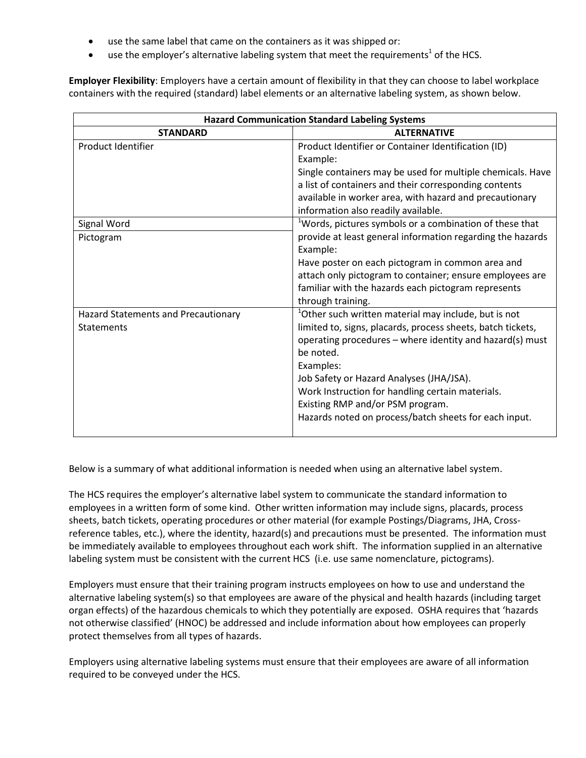- use the same label that came on the containers as it was shipped or:
- use the employer's alternative labeling system that meet the requirements[1] of the HCS.

**Employer Flexibility**: Employers have a certain amount of flexibility in that they can choose to label workplace containers with the required (standard) label elements or an alternative labeling system, as shown below.

| **Hazard Communication Standard Labeling Systems** | |
|---|---|
| **STANDARD** | **ALTERNATIVE** |
| Product Identifier | Product Identifier or Container Identification (ID)<br>Example:<br>Single containers may be used for multiple chemicals. Have a list of containers and their corresponding contents available in worker area, with hazard and precautionary information also readily available. |
| Signal Word<br>Pictogram | [1]Words, pictures symbols or a combination of these that provide at least general information regarding the hazards<br>Example:<br>Have poster on each pictogram in common area and attach only pictogram to container; ensure employees are familiar with the hazards each pictogram represents through training. |
| Hazard Statements and Precautionary Statements | [1]Other such written material may include, but is not limited to, signs, placards, process sheets, batch tickets, operating procedures – where identity and hazard(s) must be noted.<br>Examples:<br>Job Safety or Hazard Analyses (JHA/JSA).<br>Work Instruction for handling certain materials.<br>Existing RMP and/or PSM program.<br>Hazards noted on process/batch sheets for each input. |

Below is a summary of what additional information is needed when using an alternative label system.

The HCS requires the employer's alternative label system to communicate the standard information to employees in a written form of some kind. Other written information may include signs, placards, process sheets, batch tickets, operating procedures or other material (for example Postings/Diagrams, JHA, Cross-reference tables, etc.), where the identity, hazard(s) and precautions must be presented. The information must be immediately available to employees throughout each work shift. The information supplied in an alternative labeling system must be consistent with the current HCS (i.e. use same nomenclature, pictograms).

Employers must ensure that their training program instructs employees on how to use and understand the alternative labeling system(s) so that employees are aware of the physical and health hazards (including target organ effects) of the hazardous chemicals to which they potentially are exposed. OSHA requires that 'hazards not otherwise classified' (HNOC) be addressed and include information about how employees can properly protect themselves from all types of hazards.

Employers using alternative labeling systems must ensure that their employees are aware of all information required to be conveyed under the HCS.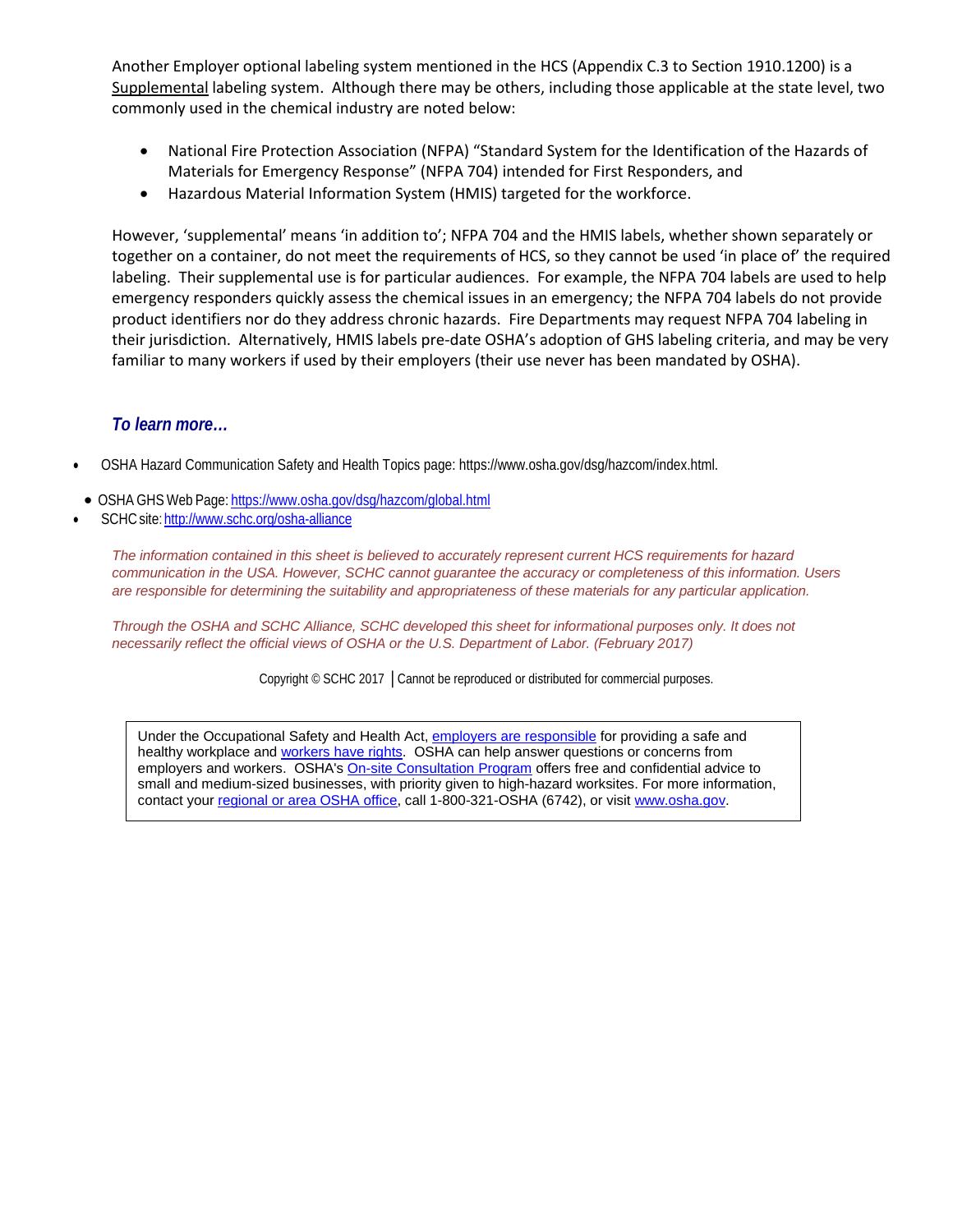Another Employer optional labeling system mentioned in the HCS (Appendix C.3 to Section 1910.1200) is a Supplemental labeling system. Although there may be others, including those applicable at the state level, two commonly used in the chemical industry are noted below:

- National Fire Protection Association (NFPA) "Standard System for the Identification of the Hazards of Materials for Emergency Response" (NFPA 704) intended for First Responders, and
- Hazardous Material Information System (HMIS) targeted for the workforce.

However, 'supplemental' means 'in addition to'; NFPA 704 and the HMIS labels, whether shown separately or together on a container, do not meet the requirements of HCS, so they cannot be used 'in place of' the required labeling. Their supplemental use is for particular audiences. For example, the NFPA 704 labels are used to help emergency responders quickly assess the chemical issues in an emergency; the NFPA 704 labels do not provide product identifiers nor do they address chronic hazards. Fire Departments may request NFPA 704 labeling in their jurisdiction. Alternatively, HMIS labels pre-date OSHA's adoption of GHS labeling criteria, and may be very familiar to many workers if used by their employers (their use never has been mandated by OSHA).

### *To learn more…*

- OSHA Hazard Communication Safety and Health Topics page: https://www.osha.gov/dsg/hazcom/index.html.
- OSHA GHS Web Page: https://www.osha.gov/dsg/hazcom/global.html
- SCHC site: http://www.schc.org/osha-alliance

*The information contained in this sheet is believed to accurately represent current HCS requirements for hazard communication in the USA. However, SCHC cannot guarantee the accuracy or completeness of this information. Users are responsible for determining the suitability and appropriateness of these materials for any particular application.*

*Through the OSHA and SCHC Alliance, SCHC developed this sheet for informational purposes only. It does not necessarily reflect the official views of OSHA or the U.S. Department of Labor. (February 2017)*

Copyright © SCHC 2017 | Cannot be reproduced or distributed for commercial purposes.

Under the Occupational Safety and Health Act, employers are responsible for providing a safe and healthy workplace and workers have rights. OSHA can help answer questions or concerns from employers and workers. OSHA's On-site Consultation Program offers free and confidential advice to small and medium-sized businesses, with priority given to high-hazard worksites. For more information, contact your regional or area OSHA office, call 1-800-321-OSHA (6742), or visit www.osha.gov.